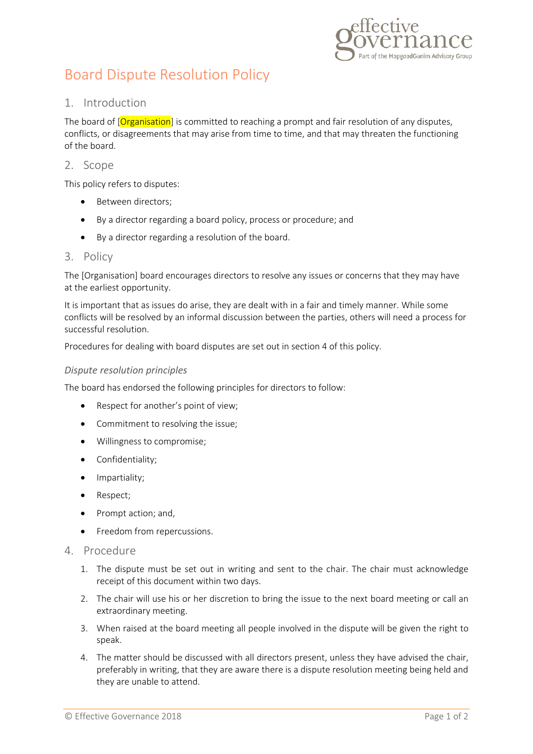# Board Dispute Resolution Policy

## 1. Introduction

The board of [Organisation] is committed to reaching a prompt and fair resolution of any disputes, conflicts, or disagreements that may arise from time to time, and that may threaten the functioning of the board.

## 2. Scope

This policy refers to disputes:

- Between directors;
- By a director regarding a board policy, process or procedure; and
- By a director regarding a resolution of the board.

## 3. Policy

The [Organisation] board encourages directors to resolve any issues or concerns that they may have at the earliest opportunity.

It is important that as issues do arise, they are dealt with in a fair and timely manner. While some conflicts will be resolved by an informal discussion between the parties, others will need a process for successful resolution.

Procedures for dealing with board disputes are set out in section 4 of this policy.

### *Dispute resolution principles*

The board has endorsed the following principles for directors to follow:

- Respect for another's point of view;
- Commitment to resolving the issue;
- Willingness to compromise;
- Confidentiality;
- Impartiality;
- Respect;
- Prompt action; and,
- Freedom from repercussions.

## 4. Procedure

1. The dispute must be set out in writing and sent to the chair. The chair must acknowledge receipt of this document within two days.
2. The chair will use his or her discretion to bring the issue to the next board meeting or call an extraordinary meeting.
3. When raised at the board meeting all people involved in the dispute will be given the right to speak.
4. The matter should be discussed with all directors present, unless they have advised the chair, preferably in writing, that they are aware there is a dispute resolution meeting being held and they are unable to attend.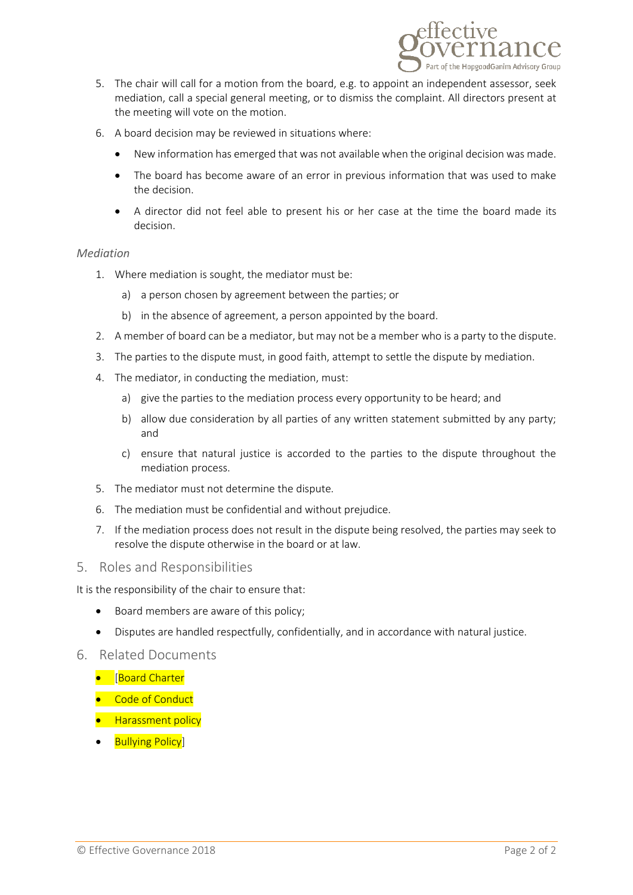5. The chair will call for a motion from the board, e.g. to appoint an independent assessor, seek mediation, call a special general meeting, or to dismiss the complaint. All directors present at the meeting will vote on the motion.
6. A board decision may be reviewed in situations where:
   - New information has emerged that was not available when the original decision was made.
   - The board has become aware of an error in previous information that was used to make the decision.
   - A director did not feel able to present his or her case at the time the board made its decision.

*Mediation*

1. Where mediation is sought, the mediator must be:
   a) a person chosen by agreement between the parties; or
   b) in the absence of agreement, a person appointed by the board.
2. A member of board can be a mediator, but may not be a member who is a party to the dispute.
3. The parties to the dispute must, in good faith, attempt to settle the dispute by mediation.
4. The mediator, in conducting the mediation, must:
   a) give the parties to the mediation process every opportunity to be heard; and
   b) allow due consideration by all parties of any written statement submitted by any party; and
   c) ensure that natural justice is accorded to the parties to the dispute throughout the mediation process.
5. The mediator must not determine the dispute.
6. The mediation must be confidential and without prejudice.
7. If the mediation process does not result in the dispute being resolved, the parties may seek to resolve the dispute otherwise in the board or at law.

## 5. Roles and Responsibilities

It is the responsibility of the chair to ensure that:

- Board members are aware of this policy;
- Disputes are handled respectfully, confidentially, and in accordance with natural justice.

## 6. Related Documents

- [Board Charter
- Code of Conduct
- Harassment policy
- Bullying Policy]